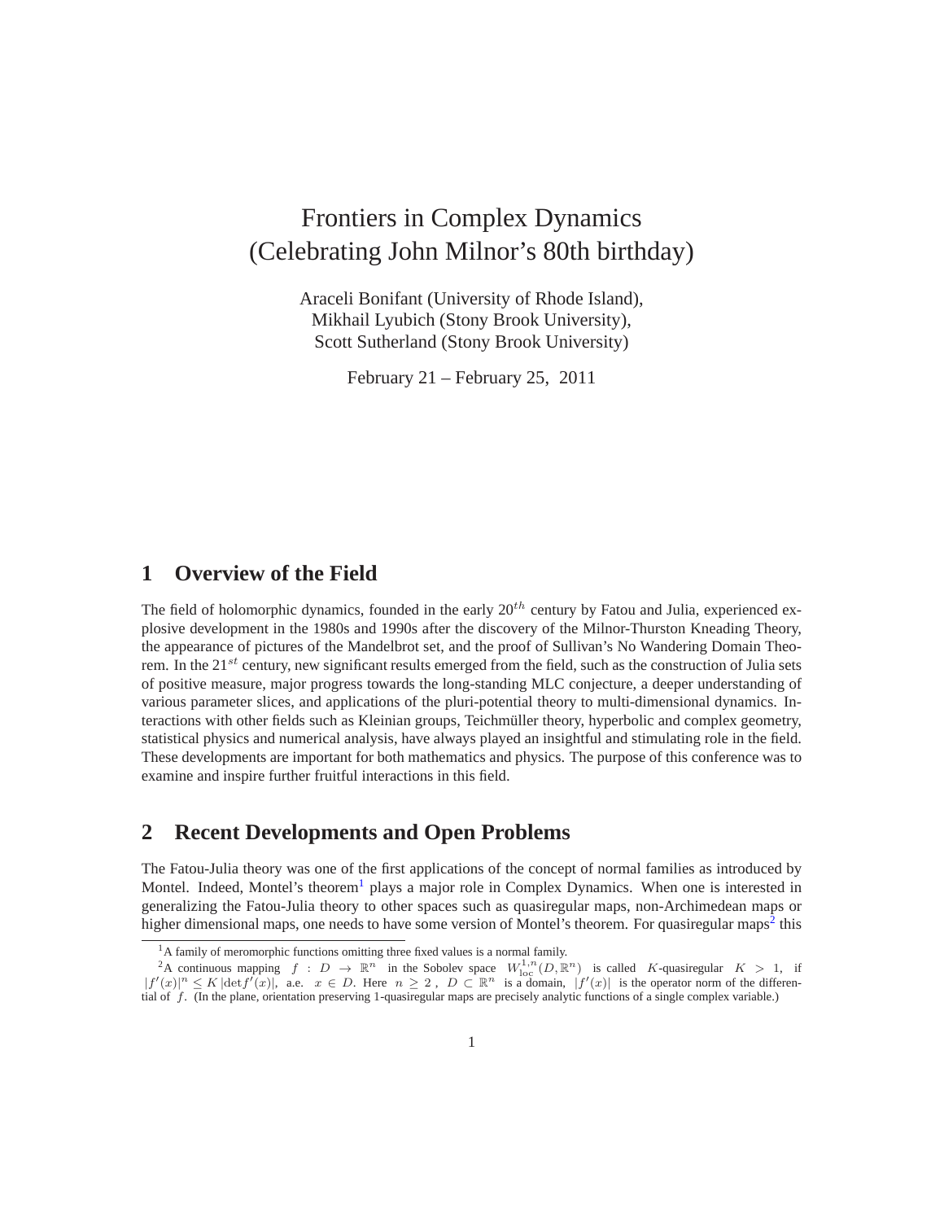# Frontiers in Complex Dynamics
# (Celebrating John Milnor's 80th birthday)

Araceli Bonifant (University of Rhode Island),
Mikhail Lyubich (Stony Brook University),
Scott Sutherland (Stony Brook University)

February 21 – February 25, 2011

## 1 Overview of the Field

The field of holomorphic dynamics, founded in the early $20^{th}$ century by Fatou and Julia, experienced explosive development in the 1980s and 1990s after the discovery of the Milnor-Thurston Kneading Theory, the appearance of pictures of the Mandelbrot set, and the proof of Sullivan's No Wandering Domain Theorem. In the $21^{st}$ century, new significant results emerged from the field, such as the construction of Julia sets of positive measure, major progress towards the long-standing MLC conjecture, a deeper understanding of various parameter slices, and applications of the pluri-potential theory to multi-dimensional dynamics. Interactions with other fields such as Kleinian groups, Teichmüller theory, hyperbolic and complex geometry, statistical physics and numerical analysis, have always played an insightful and stimulating role in the field. These developments are important for both mathematics and physics. The purpose of this conference was to examine and inspire further fruitful interactions in this field.

## 2 Recent Developments and Open Problems

The Fatou-Julia theory was one of the first applications of the concept of normal families as introduced by Montel. Indeed, Montel's theorem[1] plays a major role in Complex Dynamics. When one is interested in generalizing the Fatou-Julia theory to other spaces such as quasiregular maps, non-Archimedean maps or higher dimensional maps, one needs to have some version of Montel's theorem. For quasiregular maps[2] this

[1] A family of meromorphic functions omitting three fixed values is a normal family.

[2] A continuous mapping $f : D \to \mathbb{R}^n$ in the Sobolev space $W^{1,n}_{\text{loc}}(D, \mathbb{R}^n)$ is called $K$-quasiregular $K > 1$, if $|f'(x)|^n \leq K\,|\det f'(x)|$, a.e. $x \in D$. Here $n \geq 2$, $D \subset \mathbb{R}^n$ is a domain, $|f'(x)|$ is the operator norm of the differential of $f$. (In the plane, orientation preserving 1-quasiregular maps are precisely analytic functions of a single complex variable.)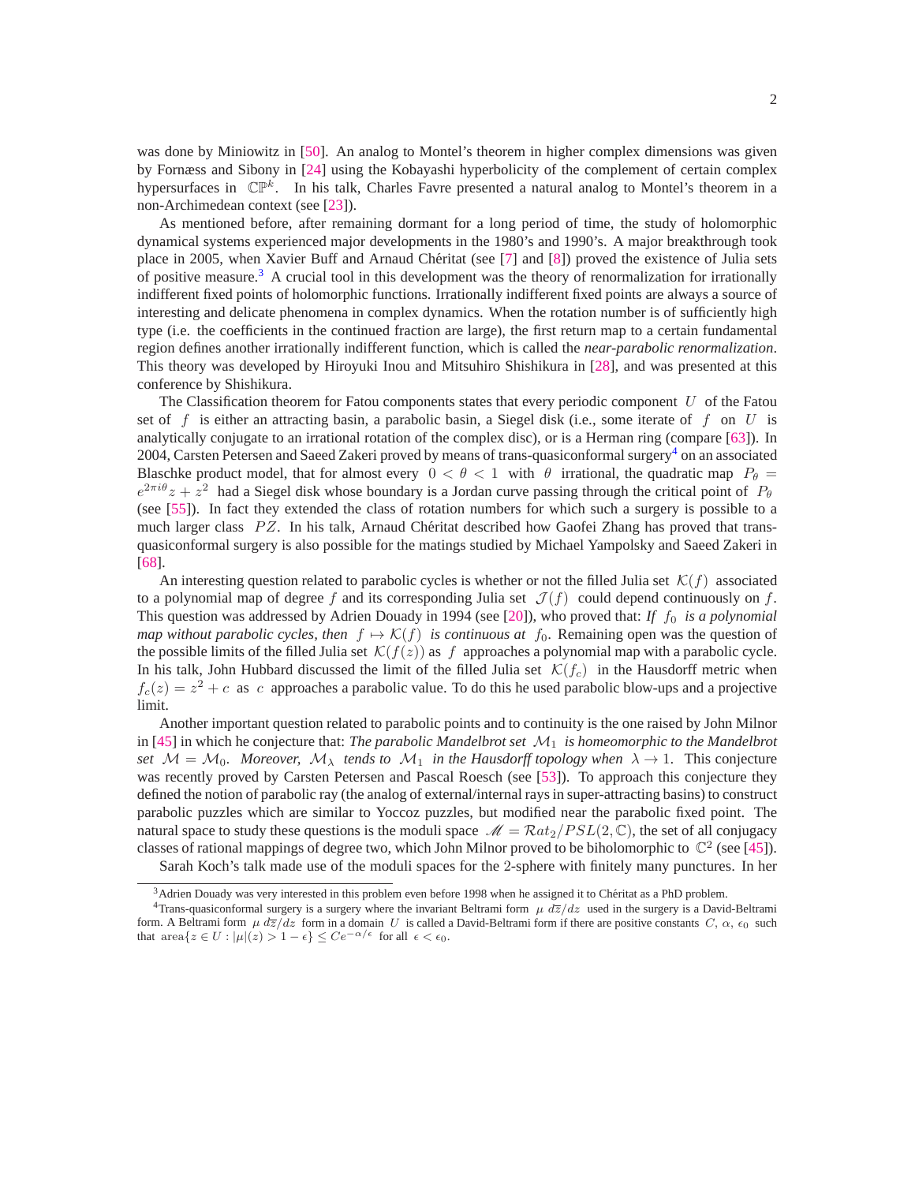was done by Miniowitz in [50]. An analog to Montel's theorem in higher complex dimensions was given by Fornæss and Sibony in [24] using the Kobayashi hyperbolicity of the complement of certain complex hypersurfaces in $\mathbb{CP}^k$. In his talk, Charles Favre presented a natural analog to Montel's theorem in a non-Archimedean context (see [23]).

As mentioned before, after remaining dormant for a long period of time, the study of holomorphic dynamical systems experienced major developments in the 1980's and 1990's. A major breakthrough took place in 2005, when Xavier Buff and Arnaud Chéritat (see [7] and [8]) proved the existence of Julia sets of positive measure.[3] A crucial tool in this development was the theory of renormalization for irrationally indifferent fixed points of holomorphic functions. Irrationally indifferent fixed points are always a source of interesting and delicate phenomena in complex dynamics. When the rotation number is of sufficiently high type (i.e. the coefficients in the continued fraction are large), the first return map to a certain fundamental region defines another irrationally indifferent function, which is called the *near-parabolic renormalization*. This theory was developed by Hiroyuki Inou and Mitsuhiro Shishikura in [28], and was presented at this conference by Shishikura.

The Classification theorem for Fatou components states that every periodic component $U$ of the Fatou set of $f$ is either an attracting basin, a parabolic basin, a Siegel disk (i.e., some iterate of $f$ on $U$ is analytically conjugate to an irrational rotation of the complex disc), or is a Herman ring (compare [63]). In 2004, Carsten Petersen and Saeed Zakeri proved by means of trans-quasiconformal surgery[4] on an associated Blaschke product model, that for almost every $0 < \theta < 1$ with $\theta$ irrational, the quadratic map $P_\theta = e^{2\pi i\theta}z + z^2$ had a Siegel disk whose boundary is a Jordan curve passing through the critical point of $P_\theta$ (see [55]). In fact they extended the class of rotation numbers for which such a surgery is possible to a much larger class $PZ$. In his talk, Arnaud Chéritat described how Gaofei Zhang has proved that trans-quasiconformal surgery is also possible for the matings studied by Michael Yampolsky and Saeed Zakeri in [68].

An interesting question related to parabolic cycles is whether or not the filled Julia set $\mathcal{K}(f)$ associated to a polynomial map of degree $f$ and its corresponding Julia set $\mathcal{J}(f)$ could depend continuously on $f$. This question was addressed by Adrien Douady in 1994 (see [20]), who proved that: *If $f_0$ is a polynomial map without parabolic cycles, then $f \mapsto \mathcal{K}(f)$ is continuous at $f_0$.* Remaining open was the question of the possible limits of the filled Julia set $\mathcal{K}(f(z))$ as $f$ approaches a polynomial map with a parabolic cycle. In his talk, John Hubbard discussed the limit of the filled Julia set $\mathcal{K}(f_c)$ in the Hausdorff metric when $f_c(z) = z^2 + c$ as $c$ approaches a parabolic value. To do this he used parabolic blow-ups and a projective limit.

Another important question related to parabolic points and to continuity is the one raised by John Milnor in [45] in which he conjecture that: *The parabolic Mandelbrot set $\mathcal{M}_1$ is homeomorphic to the Mandelbrot set $\mathcal{M} = \mathcal{M}_0$. Moreover, $\mathcal{M}_\lambda$ tends to $\mathcal{M}_1$ in the Hausdorff topology when $\lambda \to 1$.* This conjecture was recently proved by Carsten Petersen and Pascal Roesch (see [53]). To approach this conjecture they defined the notion of parabolic ray (the analog of external/internal rays in super-attracting basins) to construct parabolic puzzles which are similar to Yoccoz puzzles, but modified near the parabolic fixed point. The natural space to study these questions is the moduli space $\mathscr{M} = \mathcal{R}at_2/PSL(2,\mathbb{C})$, the set of all conjugacy classes of rational mappings of degree two, which John Milnor proved to be biholomorphic to $\mathbb{C}^2$ (see [45]).

Sarah Koch's talk made use of the moduli spaces for the 2-sphere with finitely many punctures. In her

---

[3] Adrien Douady was very interested in this problem even before 1998 when he assigned it to Chéritat as a PhD problem.

[4] Trans-quasiconformal surgery is a surgery where the invariant Beltrami form $\mu\, d\overline{z}/dz$ used in the surgery is a David-Beltrami form. A Beltrami form $\mu\, d\overline{z}/dz$ form in a domain $U$ is called a David-Beltrami form if there are positive constants $C$, $\alpha$, $\epsilon_0$ such that $\operatorname{area}\{z \in U : |\mu|(z) > 1 - \epsilon\} \le Ce^{-\alpha/\epsilon}$ for all $\epsilon < \epsilon_0$.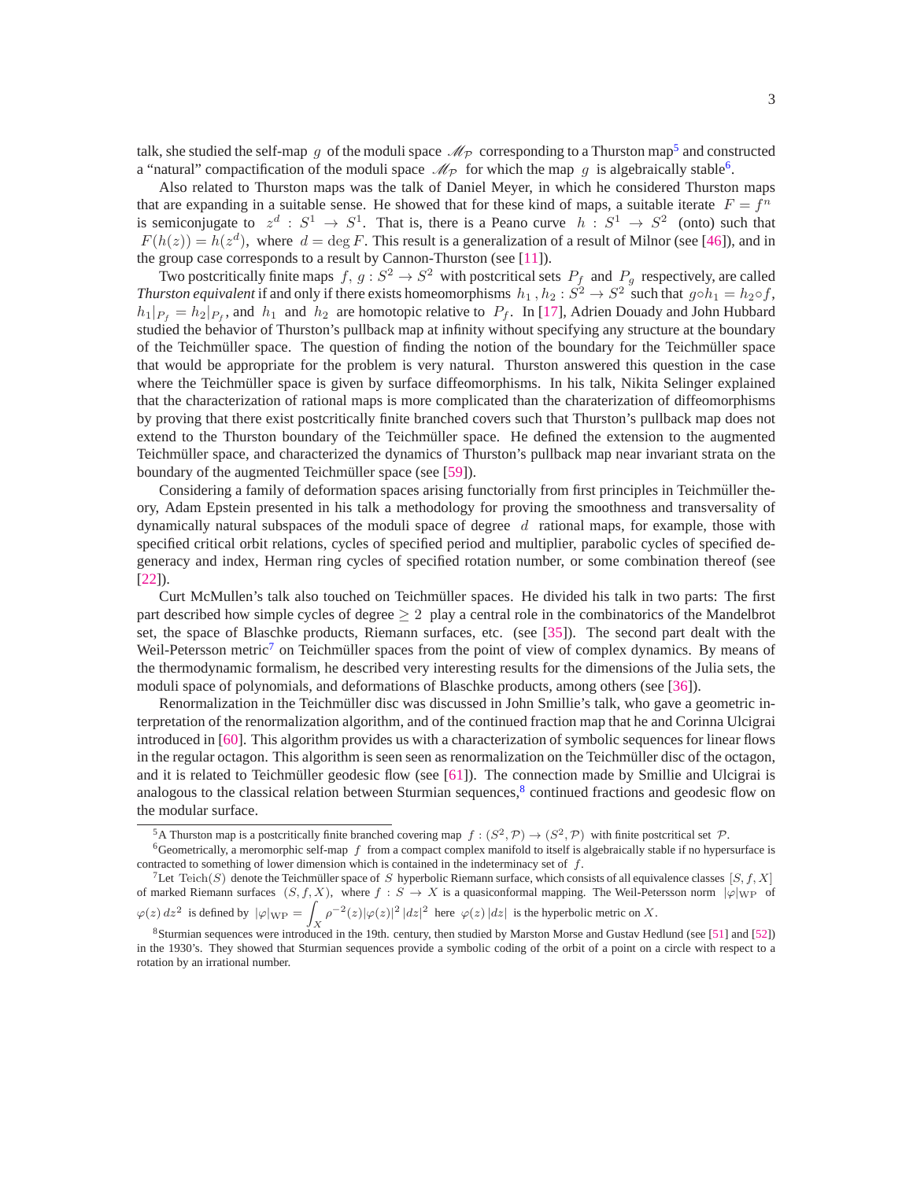talk, she studied the self-map $g$ of the moduli space $\mathscr{M}_{\mathcal{P}}$ corresponding to a Thurston map[5] and constructed a "natural" compactification of the moduli space $\mathscr{M}_{\mathcal{P}}$ for which the map $g$ is algebraically stable[6].

Also related to Thurston maps was the talk of Daniel Meyer, in which he considered Thurston maps that are expanding in a suitable sense. He showed that for these kind of maps, a suitable iterate $F = f^n$ is semiconjugate to $z^d : S^1 \to S^1$. That is, there is a Peano curve $h : S^1 \to S^2$ (onto) such that $F(h(z)) = h(z^d)$, where $d = \deg F$. This result is a generalization of a result of Milnor (see [46]), and in the group case corresponds to a result by Cannon-Thurston (see [11]).

Two postcritically finite maps $f, g : S^2 \to S^2$ with postcritical sets $P_f$ and $P_g$ respectively, are called *Thurston equivalent* if and only if there exists homeomorphisms $h_1, h_2 : S^2 \to S^2$ such that $g \circ h_1 = h_2 \circ f$, $h_1|_{P_f} = h_2|_{P_f}$, and $h_1$ and $h_2$ are homotopic relative to $P_f$. In [17], Adrien Douady and John Hubbard studied the behavior of Thurston's pullback map at infinity without specifying any structure at the boundary of the Teichmüller space. The question of finding the notion of the boundary for the Teichmüller space that would be appropriate for the problem is very natural. Thurston answered this question in the case where the Teichmüller space is given by surface diffeomorphisms. In his talk, Nikita Selinger explained that the characterization of rational maps is more complicated than the charaterization of diffeomorphisms by proving that there exist postcritically finite branched covers such that Thurston's pullback map does not extend to the Thurston boundary of the Teichmüller space. He defined the extension to the augmented Teichmüller space, and characterized the dynamics of Thurston's pullback map near invariant strata on the boundary of the augmented Teichmüller space (see [59]).

Considering a family of deformation spaces arising functorially from first principles in Teichmüller theory, Adam Epstein presented in his talk a methodology for proving the smoothness and transversality of dynamically natural subspaces of the moduli space of degree $d$ rational maps, for example, those with specified critical orbit relations, cycles of specified period and multiplier, parabolic cycles of specified degeneracy and index, Herman ring cycles of specified rotation number, or some combination thereof (see [22]).

Curt McMullen's talk also touched on Teichmüller spaces. He divided his talk in two parts: The first part described how simple cycles of degree $\geq 2$ play a central role in the combinatorics of the Mandelbrot set, the space of Blaschke products, Riemann surfaces, etc. (see [35]). The second part dealt with the Weil-Petersson metric[7] on Teichmüller spaces from the point of view of complex dynamics. By means of the thermodynamic formalism, he described very interesting results for the dimensions of the Julia sets, the moduli space of polynomials, and deformations of Blaschke products, among others (see [36]).

Renormalization in the Teichmüller disc was discussed in John Smillie's talk, who gave a geometric interpretation of the renormalization algorithm, and of the continued fraction map that he and Corinna Ulcigrai introduced in [60]. This algorithm provides us with a characterization of symbolic sequences for linear flows in the regular octagon. This algorithm is seen seen as renormalization on the Teichmüller disc of the octagon, and it is related to Teichmüller geodesic flow (see [61]). The connection made by Smillie and Ulcigrai is analogous to the classical relation between Sturmian sequences,[8] continued fractions and geodesic flow on the modular surface.

---

[5] A Thurston map is a postcritically finite branched covering map $f : (S^2, \mathcal{P}) \to (S^2, \mathcal{P})$ with finite postcritical set $\mathcal{P}$.

[6] Geometrically, a meromorphic self-map $f$ from a compact complex manifold to itself is algebraically stable if no hypersurface is contracted to something of lower dimension which is contained in the indeterminacy set of $f$.

[7] Let $\mathrm{Teich}(S)$ denote the Teichmüller space of $S$ hyperbolic Riemann surface, which consists of all equivalence classes $[S, f, X]$ of marked Riemann surfaces $(S, f, X)$, where $f : S \to X$ is a quasiconformal mapping. The Weil-Petersson norm $|\varphi|_{\mathrm{WP}}$ of $\varphi(z)\,dz^2$ is defined by $|\varphi|_{\mathrm{WP}} = \int_X \rho^{-2}(z)|\varphi(z)|^2\,|dz|^2$ here $\varphi(z)\,|dz|$ is the hyperbolic metric on $X$.

[8] Sturmian sequences were introduced in the 19th. century, then studied by Marston Morse and Gustav Hedlund (see [51] and [52]) in the 1930's. They showed that Sturmian sequences provide a symbolic coding of the orbit of a point on a circle with respect to a rotation by an irrational number.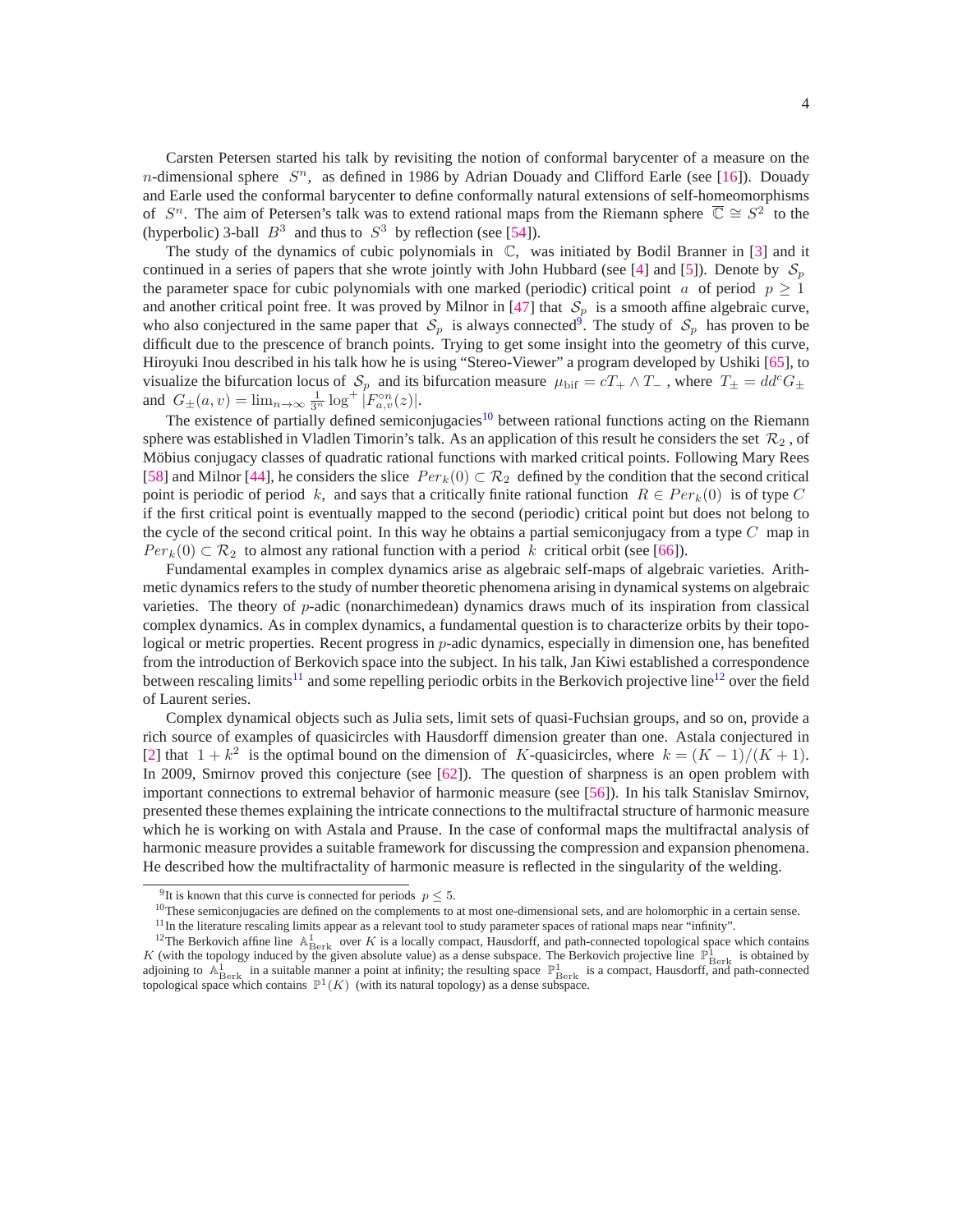Carsten Petersen started his talk by revisiting the notion of conformal barycenter of a measure on the $n$-dimensional sphere $S^n$, as defined in 1986 by Adrian Douady and Clifford Earle (see [16]). Douady and Earle used the conformal barycenter to define conformally natural extensions of self-homeomorphisms of $S^n$. The aim of Petersen's talk was to extend rational maps from the Riemann sphere $\overline{\mathbb{C}} \cong S^2$ to the (hyperbolic) 3-ball $B^3$ and thus to $S^3$ by reflection (see [54]).

The study of the dynamics of cubic polynomials in $\mathbb{C}$, was initiated by Bodil Branner in [3] and it continued in a series of papers that she wrote jointly with John Hubbard (see [4] and [5]). Denote by $\mathcal{S}_p$ the parameter space for cubic polynomials with one marked (periodic) critical point $a$ of period $p \geq 1$ and another critical point free. It was proved by Milnor in [47] that $\mathcal{S}_p$ is a smooth affine algebraic curve, who also conjectured in the same paper that $\mathcal{S}_p$ is always connected[9]. The study of $\mathcal{S}_p$ has proven to be difficult due to the prescence of branch points. Trying to get some insight into the geometry of this curve, Hiroyuki Inou described in his talk how he is using "Stereo-Viewer" a program developed by Ushiki [65], to visualize the bifurcation locus of $\mathcal{S}_p$ and its bifurcation measure $\mu_{\text{bif}} = cT_+ \wedge T_-$, where $T_\pm = dd^c G_\pm$ and $G_\pm(a,v) = \lim_{n\to\infty} \frac{1}{3^n} \log^+ |F^{\circ n}_{a,v}(z)|$.

The existence of partially defined semiconjugacies[10] between rational functions acting on the Riemann sphere was established in Vladlen Timorin's talk. As an application of this result he considers the set $\mathcal{R}_2$, of Möbius conjugacy classes of quadratic rational functions with marked critical points. Following Mary Rees [58] and Milnor [44], he considers the slice $Per_k(0) \subset \mathcal{R}_2$ defined by the condition that the second critical point is periodic of period $k$, and says that a critically finite rational function $R \in Per_k(0)$ is of type $C$ if the first critical point is eventually mapped to the second (periodic) critical point but does not belong to the cycle of the second critical point. In this way he obtains a partial semiconjugacy from a type $C$ map in $Per_k(0) \subset \mathcal{R}_2$ to almost any rational function with a period $k$ critical orbit (see [66]).

Fundamental examples in complex dynamics arise as algebraic self-maps of algebraic varieties. Arithmetic dynamics refers to the study of number theoretic phenomena arising in dynamical systems on algebraic varieties. The theory of $p$-adic (nonarchimedean) dynamics draws much of its inspiration from classical complex dynamics. As in complex dynamics, a fundamental question is to characterize orbits by their topological or metric properties. Recent progress in $p$-adic dynamics, especially in dimension one, has benefited from the introduction of Berkovich space into the subject. In his talk, Jan Kiwi established a correspondence between rescaling limits[11] and some repelling periodic orbits in the Berkovich projective line[12] over the field of Laurent series.

Complex dynamical objects such as Julia sets, limit sets of quasi-Fuchsian groups, and so on, provide a rich source of examples of quasicircles with Hausdorff dimension greater than one. Astala conjectured in [2] that $1 + k^2$ is the optimal bound on the dimension of $K$-quasicircles, where $k = (K-1)/(K+1)$. In 2009, Smirnov proved this conjecture (see [62]). The question of sharpness is an open problem with important connections to extremal behavior of harmonic measure (see [56]). In his talk Stanislav Smirnov, presented these themes explaining the intricate connections to the multifractal structure of harmonic measure which he is working on with Astala and Prause. In the case of conformal maps the multifractal analysis of harmonic measure provides a suitable framework for discussing the compression and expansion phenomena. He described how the multifractality of harmonic measure is reflected in the singularity of the welding.

---

[9] It is known that this curve is connected for periods $p \leq 5$.

[10] These semiconjugacies are defined on the complements to at most one-dimensional sets, and are holomorphic in a certain sense.

[11] In the literature rescaling limits appear as a relevant tool to study parameter spaces of rational maps near "infinity".

[12] The Berkovich affine line $\mathbb{A}^1_{\text{Berk}}$ over $K$ is a locally compact, Hausdorff, and path-connected topological space which contains $K$ (with the topology induced by the given absolute value) as a dense subspace. The Berkovich projective line $\mathbb{P}^1_{\text{Berk}}$ is obtained by adjoining to $\mathbb{A}^1_{\text{Berk}}$ in a suitable manner a point at infinity; the resulting space $\mathbb{P}^1_{\text{Berk}}$ is a compact, Hausdorff, and path-connected topological space which contains $\mathbb{P}^1(K)$ (with its natural topology) as a dense subspace.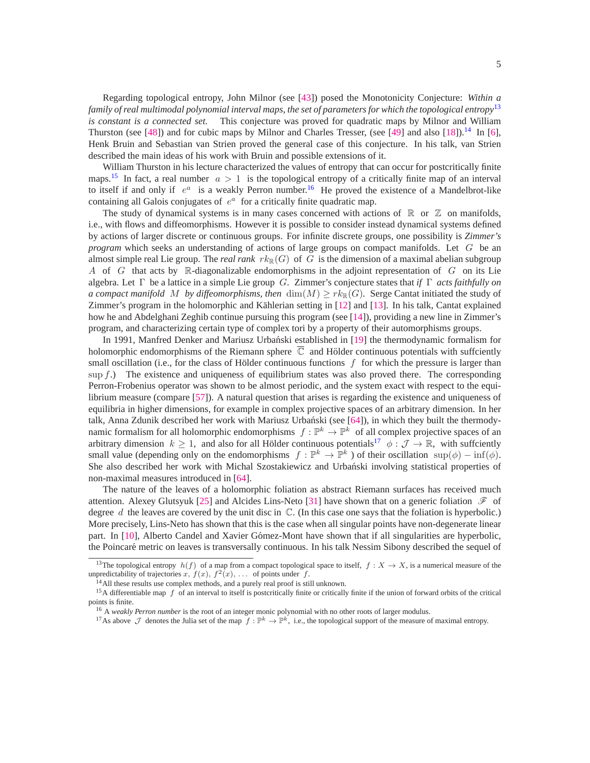Regarding topological entropy, John Milnor (see [43]) posed the Monotonicity Conjecture: *Within a family of real multimodal polynomial interval maps, the set of parameters for which the topological entropy*[13] *is constant is a connected set.* This conjecture was proved for quadratic maps by Milnor and William Thurston (see [48]) and for cubic maps by Milnor and Charles Tresser, (see [49] and also [18]).[14] In [6], Henk Bruin and Sebastian van Strien proved the general case of this conjecture. In his talk, van Strien described the main ideas of his work with Bruin and possible extensions of it.

William Thurston in his lecture characterized the values of entropy that can occur for postcritically finite maps.[15] In fact, a real number $a > 1$ is the topological entropy of a critically finite map of an interval to itself if and only if $e^a$ is a weakly Perron number.[16] He proved the existence of a Mandelbrot-like containing all Galois conjugates of $e^a$ for a critically finite quadratic map.

The study of dynamical systems is in many cases concerned with actions of $\mathbb{R}$ or $\mathbb{Z}$ on manifolds, i.e., with flows and diffeomorphisms. However it is possible to consider instead dynamical systems defined by actions of larger discrete or continuous groups. For infinite discrete groups, one possibility is *Zimmer's program* which seeks an understanding of actions of large groups on compact manifolds. Let $G$ be an almost simple real Lie group. The *real rank* $rk_{\mathbb{R}}(G)$ of $G$ is the dimension of a maximal abelian subgroup $A$ of $G$ that acts by $\mathbb{R}$-diagonalizable endomorphisms in the adjoint representation of $G$ on its Lie algebra. Let $\Gamma$ be a lattice in a simple Lie group $G$. Zimmer's conjecture states that *if* $\Gamma$ *acts faithfully on a compact manifold* $M$ *by diffeomorphisms, then* $\dim(M) \geq rk_{\mathbb{R}}(G)$. Serge Cantat initiated the study of Zimmer's program in the holomorphic and Kählerian setting in [12] and [13]. In his talk, Cantat explained how he and Abdelghani Zeghib continue pursuing this program (see [14]), providing a new line in Zimmer's program, and characterizing certain type of complex tori by a property of their automorphisms groups.

In 1991, Manfred Denker and Mariusz Urbański established in [19] the thermodynamic formalism for holomorphic endomorphisms of the Riemann sphere $\overline{\mathbb{C}}$ and Hölder continuous potentials with suffciently small oscillation (i.e., for the class of Hölder continuous functions $f$ for which the pressure is larger than $\sup f$.) The existence and uniqueness of equilibrium states was also proved there. The corresponding Perron-Frobenius operator was shown to be almost periodic, and the system exact with respect to the equilibrium measure (compare [57]). A natural question that arises is regarding the existence and uniqueness of equilibria in higher dimensions, for example in complex projective spaces of an arbitrary dimension. In her talk, Anna Zdunik described her work with Mariusz Urbański (see [64]), in which they built the thermodynamic formalism for all holomorphic endomorphisms $f : \mathbb{P}^k \to \mathbb{P}^k$ of all complex projective spaces of an arbitrary dimension $k \geq 1$, and also for all Hölder continuous potentials[17] $\phi : \mathcal{J} \to \mathbb{R}$, with suffciently small value (depending only on the endomorphisms $f : \mathbb{P}^k \to \mathbb{P}^k$ ) of their oscillation $\sup(\phi) - \inf(\phi)$. She also described her work with Michal Szostakiewicz and Urbański involving statistical properties of non-maximal measures introduced in [64].

The nature of the leaves of a holomorphic foliation as abstract Riemann surfaces has received much attention. Alexey Glutsyuk [25] and Alcides Lins-Neto [31] have shown that on a generic foliation $\mathscr{F}$ of degree $d$ the leaves are covered by the unit disc in $\mathbb{C}$. (In this case one says that the foliation is hyperbolic.) More precisely, Lins-Neto has shown that this is the case when all singular points have non-degenerate linear part. In [10], Alberto Candel and Xavier Gómez-Mont have shown that if all singularities are hyperbolic, the Poincaré metric on leaves is transversally continuous. In his talk Nessim Sibony described the sequel of

---

[13] The topological entropy $h(f)$ of a map from a compact topological space to itself, $f : X \to X$, is a numerical measure of the unpredictability of trajectories $x$, $f(x)$, $f^2(x)$, $\ldots$ of points under $f$.

[14] All these results use complex methods, and a purely real proof is still unknown.

[15] A differentiable map $f$ of an interval to itself is postcritically finite or critically finite if the union of forward orbits of the critical points is finite.

[16] A *weakly Perron number* is the root of an integer monic polynomial with no other roots of larger modulus.

[17] As above $\mathcal{J}$ denotes the Julia set of the map $f : \mathbb{P}^k \to \mathbb{P}^k$, i.e., the topological support of the measure of maximal entropy.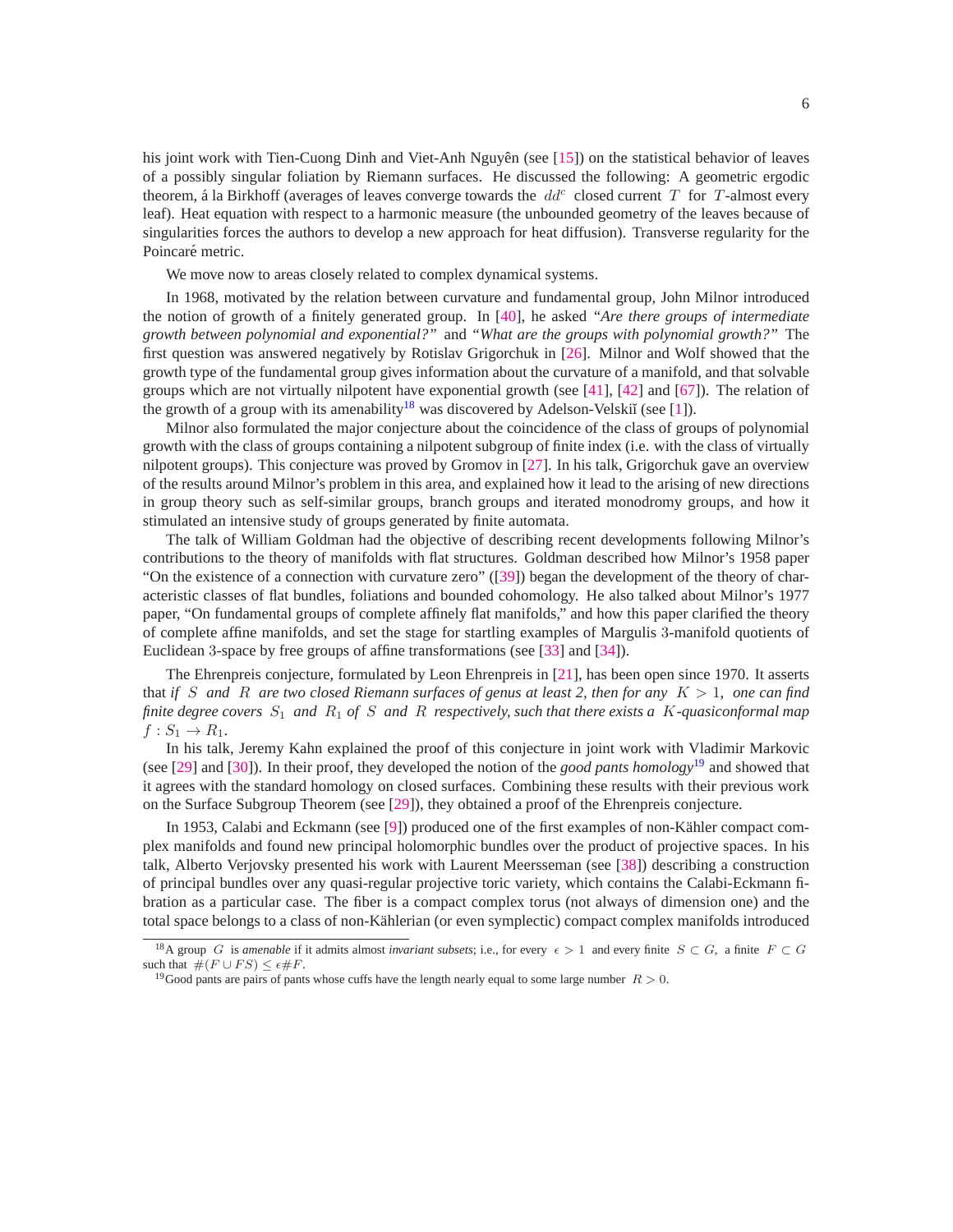his joint work with Tien-Cuong Dinh and Viet-Anh Nguyên (see [15]) on the statistical behavior of leaves of a possibly singular foliation by Riemann surfaces. He discussed the following: A geometric ergodic theorem, á la Birkhoff (averages of leaves converge towards the $dd^c$ closed current $T$ for $T$-almost every leaf). Heat equation with respect to a harmonic measure (the unbounded geometry of the leaves because of singularities forces the authors to develop a new approach for heat diffusion). Transverse regularity for the Poincaré metric.

We move now to areas closely related to complex dynamical systems.

In 1968, motivated by the relation between curvature and fundamental group, John Milnor introduced the notion of growth of a finitely generated group. In [40], he asked *"Are there groups of intermediate growth between polynomial and exponential?"* and *"What are the groups with polynomial growth?"* The first question was answered negatively by Rotislav Grigorchuk in [26]. Milnor and Wolf showed that the growth type of the fundamental group gives information about the curvature of a manifold, and that solvable groups which are not virtually nilpotent have exponential growth (see [41], [42] and [67]). The relation of the growth of a group with its amenability[18] was discovered by Adelson-Velskiĭ (see [1]).

Milnor also formulated the major conjecture about the coincidence of the class of groups of polynomial growth with the class of groups containing a nilpotent subgroup of finite index (i.e. with the class of virtually nilpotent groups). This conjecture was proved by Gromov in [27]. In his talk, Grigorchuk gave an overview of the results around Milnor's problem in this area, and explained how it lead to the arising of new directions in group theory such as self-similar groups, branch groups and iterated monodromy groups, and how it stimulated an intensive study of groups generated by finite automata.

The talk of William Goldman had the objective of describing recent developments following Milnor's contributions to the theory of manifolds with flat structures. Goldman described how Milnor's 1958 paper "On the existence of a connection with curvature zero" ([39]) began the development of the theory of characteristic classes of flat bundles, foliations and bounded cohomology. He also talked about Milnor's 1977 paper, "On fundamental groups of complete affinely flat manifolds," and how this paper clarified the theory of complete affine manifolds, and set the stage for startling examples of Margulis $3$-manifold quotients of Euclidean $3$-space by free groups of affine transformations (see [33] and [34]).

The Ehrenpreis conjecture, formulated by Leon Ehrenpreis in [21], has been open since 1970. It asserts that *if $S$ and $R$ are two closed Riemann surfaces of genus at least 2, then for any $K > 1$, one can find finite degree covers $S_1$ and $R_1$ of $S$ and $R$ respectively, such that there exists a $K$-quasiconformal map $f : S_1 \to R_1$.*

In his talk, Jeremy Kahn explained the proof of this conjecture in joint work with Vladimir Markovic (see [29] and [30]). In their proof, they developed the notion of the *good pants homology*[19] and showed that it agrees with the standard homology on closed surfaces. Combining these results with their previous work on the Surface Subgroup Theorem (see [29]), they obtained a proof of the Ehrenpreis conjecture.

In 1953, Calabi and Eckmann (see [9]) produced one of the first examples of non-Kähler compact complex manifolds and found new principal holomorphic bundles over the product of projective spaces. In his talk, Alberto Verjovsky presented his work with Laurent Meersseman (see [38]) describing a construction of principal bundles over any quasi-regular projective toric variety, which contains the Calabi-Eckmann fibration as a particular case. The fiber is a compact complex torus (not always of dimension one) and the total space belongs to a class of non-Kählerian (or even symplectic) compact complex manifolds introduced

---

[18] A group $G$ is *amenable* if it admits almost *invariant subsets*; i.e., for every $\epsilon > 1$ and every finite $S \subset G$, a finite $F \subset G$ such that $\#(F \cup FS) \leq \epsilon \# F$.

[19] Good pants are pairs of pants whose cuffs have the length nearly equal to some large number $R > 0$.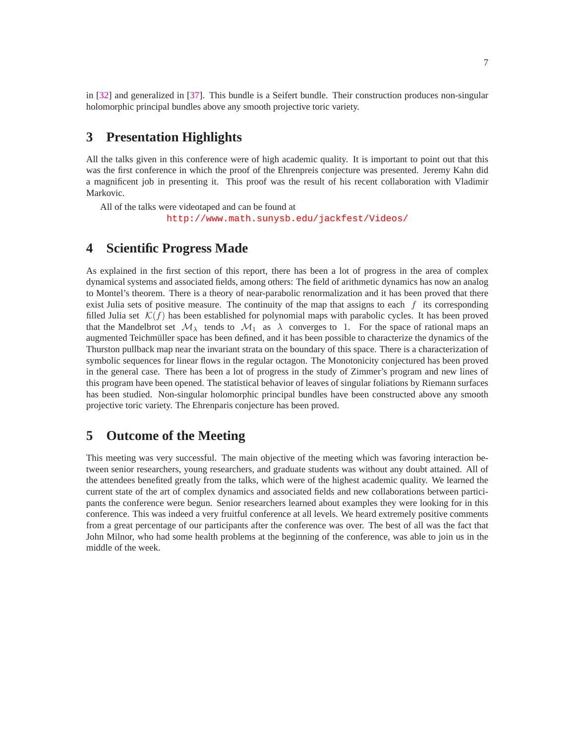in [32] and generalized in [37]. This bundle is a Seifert bundle. Their construction produces non-singular holomorphic principal bundles above any smooth projective toric variety.

## 3 Presentation Highlights

All the talks given in this conference were of high academic quality. It is important to point out that this was the first conference in which the proof of the Ehrenpreis conjecture was presented. Jeremy Kahn did a magnificent job in presenting it. This proof was the result of his recent collaboration with Vladimir Markovic.

All of the talks were videotaped and can be found at

http://www.math.sunysb.edu/jackfest/Videos/

## 4 Scientific Progress Made

As explained in the first section of this report, there has been a lot of progress in the area of complex dynamical systems and associated fields, among others: The field of arithmetic dynamics has now an analog to Montel's theorem. There is a theory of near-parabolic renormalization and it has been proved that there exist Julia sets of positive measure. The continuity of the map that assigns to each $f$ its corresponding filled Julia set $\mathcal{K}(f)$ has been established for polynomial maps with parabolic cycles. It has been proved that the Mandelbrot set $\mathcal{M}_\lambda$ tends to $\mathcal{M}_1$ as $\lambda$ converges to $1$. For the space of rational maps an augmented Teichmüller space has been defined, and it has been possible to characterize the dynamics of the Thurston pullback map near the invariant strata on the boundary of this space. There is a characterization of symbolic sequences for linear flows in the regular octagon. The Monotonicity conjectured has been proved in the general case. There has been a lot of progress in the study of Zimmer's program and new lines of this program have been opened. The statistical behavior of leaves of singular foliations by Riemann surfaces has been studied. Non-singular holomorphic principal bundles have been constructed above any smooth projective toric variety. The Ehrenparis conjecture has been proved.

## 5 Outcome of the Meeting

This meeting was very successful. The main objective of the meeting which was favoring interaction between senior researchers, young researchers, and graduate students was without any doubt attained. All of the attendees benefited greatly from the talks, which were of the highest academic quality. We learned the current state of the art of complex dynamics and associated fields and new collaborations between participants the conference were begun. Senior researchers learned about examples they were looking for in this conference. This was indeed a very fruitful conference at all levels. We heard extremely positive comments from a great percentage of our participants after the conference was over. The best of all was the fact that John Milnor, who had some health problems at the beginning of the conference, was able to join us in the middle of the week.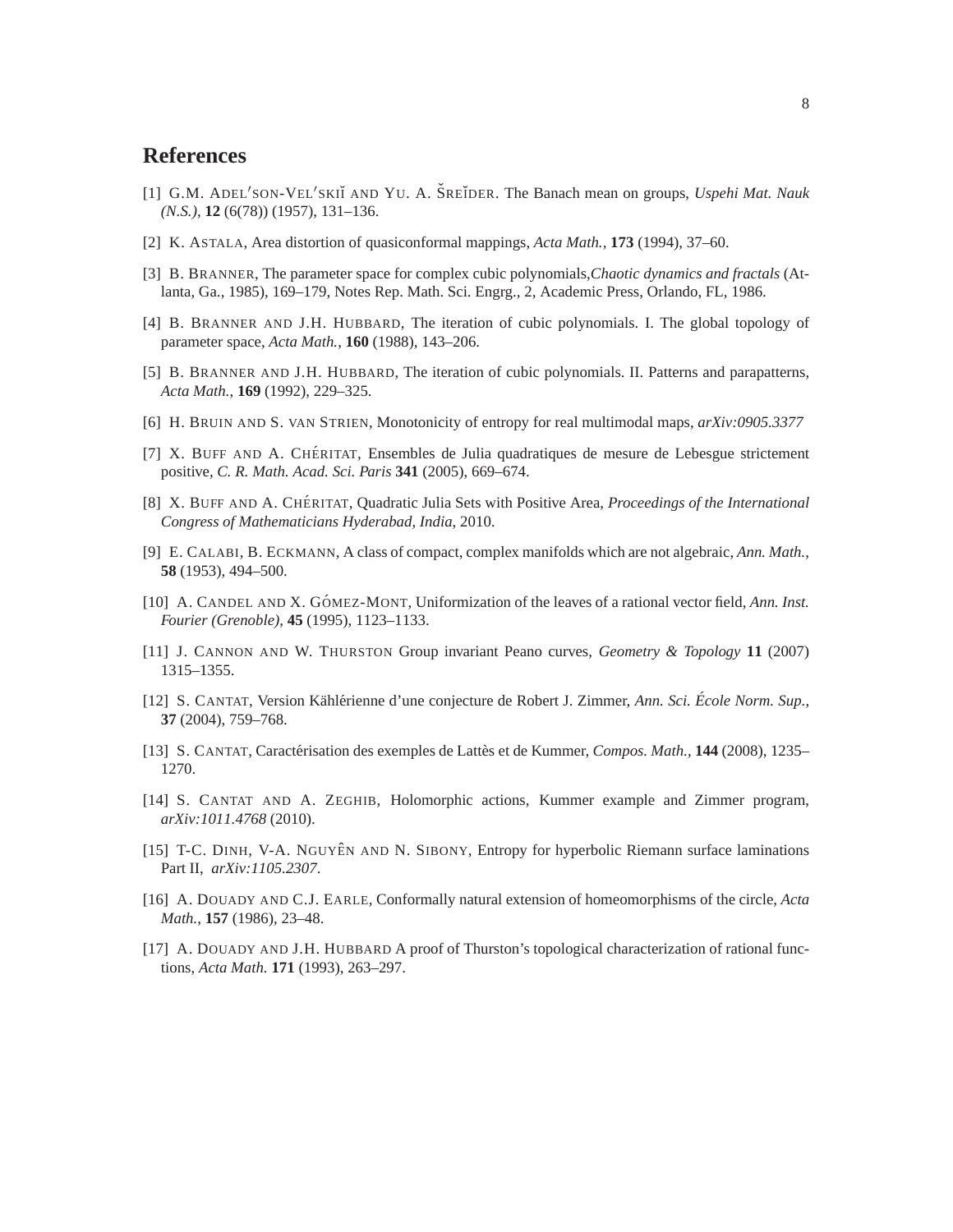# References

[1] G.M. Adel′son-Vel′skiĭ and Yu. A. Šreĭder. The Banach mean on groups, *Uspehi Mat. Nauk (N.S.)*, **12** (6(78)) (1957), 131–136.

[2] K. Astala, Area distortion of quasiconformal mappings, *Acta Math.*, **173** (1994), 37–60.

[3] B. Branner, The parameter space for complex cubic polynomials,*Chaotic dynamics and fractals* (Atlanta, Ga., 1985), 169–179, Notes Rep. Math. Sci. Engrg., 2, Academic Press, Orlando, FL, 1986.

[4] B. Branner and J.H. Hubbard, The iteration of cubic polynomials. I. The global topology of parameter space, *Acta Math.*, **160** (1988), 143–206.

[5] B. Branner and J.H. Hubbard, The iteration of cubic polynomials. II. Patterns and parapatterns, *Acta Math.*, **169** (1992), 229–325.

[6] H. Bruin and S. van Strien, Monotonicity of entropy for real multimodal maps, *arXiv:0905.3377*

[7] X. Buff and A. Chéritat, Ensembles de Julia quadratiques de mesure de Lebesgue strictement positive, *C. R. Math. Acad. Sci. Paris* **341** (2005), 669–674.

[8] X. Buff and A. Chéritat, Quadratic Julia Sets with Positive Area, *Proceedings of the International Congress of Mathematicians Hyderabad, India*, 2010.

[9] E. Calabi, B. Eckmann, A class of compact, complex manifolds which are not algebraic, *Ann. Math.*, **58** (1953), 494–500.

[10] A. Candel and X. Gómez-Mont, Uniformization of the leaves of a rational vector field, *Ann. Inst. Fourier (Grenoble)*, **45** (1995), 1123–1133.

[11] J. Cannon and W. Thurston Group invariant Peano curves, *Geometry & Topology* **11** (2007) 1315–1355.

[12] S. Cantat, Version Kählérienne d'une conjecture de Robert J. Zimmer, *Ann. Sci. École Norm. Sup.*, **37** (2004), 759–768.

[13] S. Cantat, Caractérisation des exemples de Lattès et de Kummer, *Compos. Math.*, **144** (2008), 1235–1270.

[14] S. Cantat and A. Zeghib, Holomorphic actions, Kummer example and Zimmer program, *arXiv:1011.4768* (2010).

[15] T-C. Dinh, V-A. Nguyên and N. Sibony, Entropy for hyperbolic Riemann surface laminations Part II, *arXiv:1105.2307*.

[16] A. Douady and C.J. Earle, Conformally natural extension of homeomorphisms of the circle, *Acta Math.*, **157** (1986), 23–48.

[17] A. Douady and J.H. Hubbard A proof of Thurston's topological characterization of rational functions, *Acta Math.* **171** (1993), 263–297.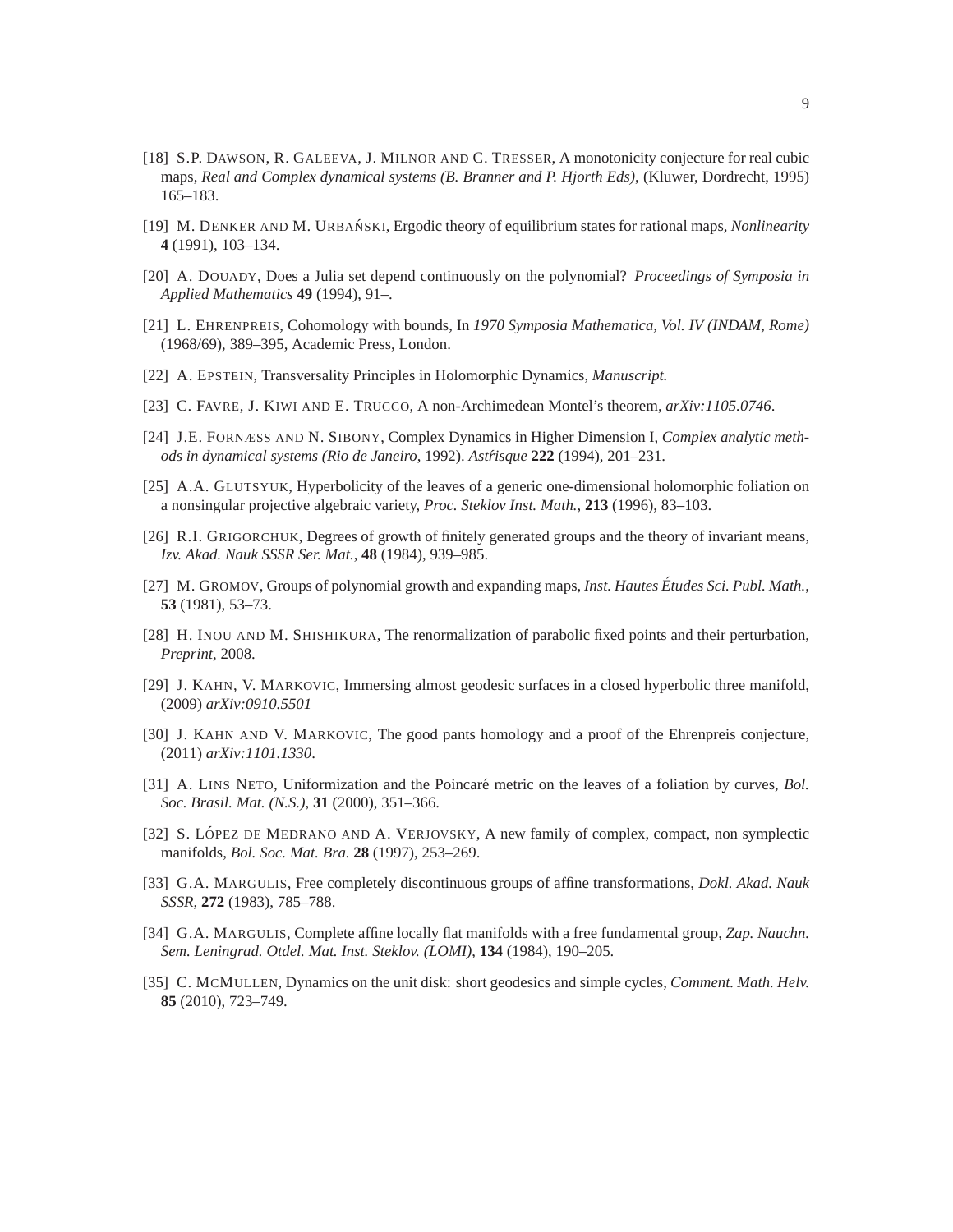[18] S.P. Dawson, R. Galeeva, J. Milnor and C. Tresser, A monotonicity conjecture for real cubic maps, *Real and Complex dynamical systems (B. Branner and P. Hjorth Eds)*, (Kluwer, Dordrecht, 1995) 165–183.

[19] M. Denker and M. Urbański, Ergodic theory of equilibrium states for rational maps, *Nonlinearity* **4** (1991), 103–134.

[20] A. Douady, Does a Julia set depend continuously on the polynomial? *Proceedings of Symposia in Applied Mathematics* **49** (1994), 91–.

[21] L. Ehrenpreis, Cohomology with bounds, In *1970 Symposia Mathematica, Vol. IV (INDAM, Rome)* (1968/69), 389–395, Academic Press, London.

[22] A. Epstein, Transversality Principles in Holomorphic Dynamics, *Manuscript.*

[23] C. Favre, J. Kiwi and E. Trucco, A non-Archimedean Montel's theorem, *arXiv:1105.0746*.

[24] J.E. Fornæss and N. Sibony, Complex Dynamics in Higher Dimension I, *Complex analytic methods in dynamical systems (Rio de Janeiro*, 1992). *Astŕisque* **222** (1994), 201–231.

[25] A.A. Glutsyuk, Hyperbolicity of the leaves of a generic one-dimensional holomorphic foliation on a nonsingular projective algebraic variety, *Proc. Steklov Inst. Math.*, **213** (1996), 83–103.

[26] R.I. Grigorchuk, Degrees of growth of finitely generated groups and the theory of invariant means, *Izv. Akad. Nauk SSSR Ser. Mat.*, **48** (1984), 939–985.

[27] M. Gromov, Groups of polynomial growth and expanding maps, *Inst. Hautes Études Sci. Publ. Math.*, **53** (1981), 53–73.

[28] H. Inou and M. Shishikura, The renormalization of parabolic fixed points and their perturbation, *Preprint*, 2008.

[29] J. Kahn, V. Markovic, Immersing almost geodesic surfaces in a closed hyperbolic three manifold, (2009) *arXiv:0910.5501*

[30] J. Kahn and V. Markovic, The good pants homology and a proof of the Ehrenpreis conjecture, (2011) *arXiv:1101.1330*.

[31] A. Lins Neto, Uniformization and the Poincaré metric on the leaves of a foliation by curves, *Bol. Soc. Brasil. Mat. (N.S.)*, **31** (2000), 351–366.

[32] S. López de Medrano and A. Verjovsky, A new family of complex, compact, non symplectic manifolds, *Bol. Soc. Mat. Bra.* **28** (1997), 253–269.

[33] G.A. Margulis, Free completely discontinuous groups of affine transformations, *Dokl. Akad. Nauk SSSR*, **272** (1983), 785–788.

[34] G.A. Margulis, Complete affine locally flat manifolds with a free fundamental group, *Zap. Nauchn. Sem. Leningrad. Otdel. Mat. Inst. Steklov. (LOMI)*, **134** (1984), 190–205.

[35] C. McMullen, Dynamics on the unit disk: short geodesics and simple cycles, *Comment. Math. Helv.* **85** (2010), 723–749.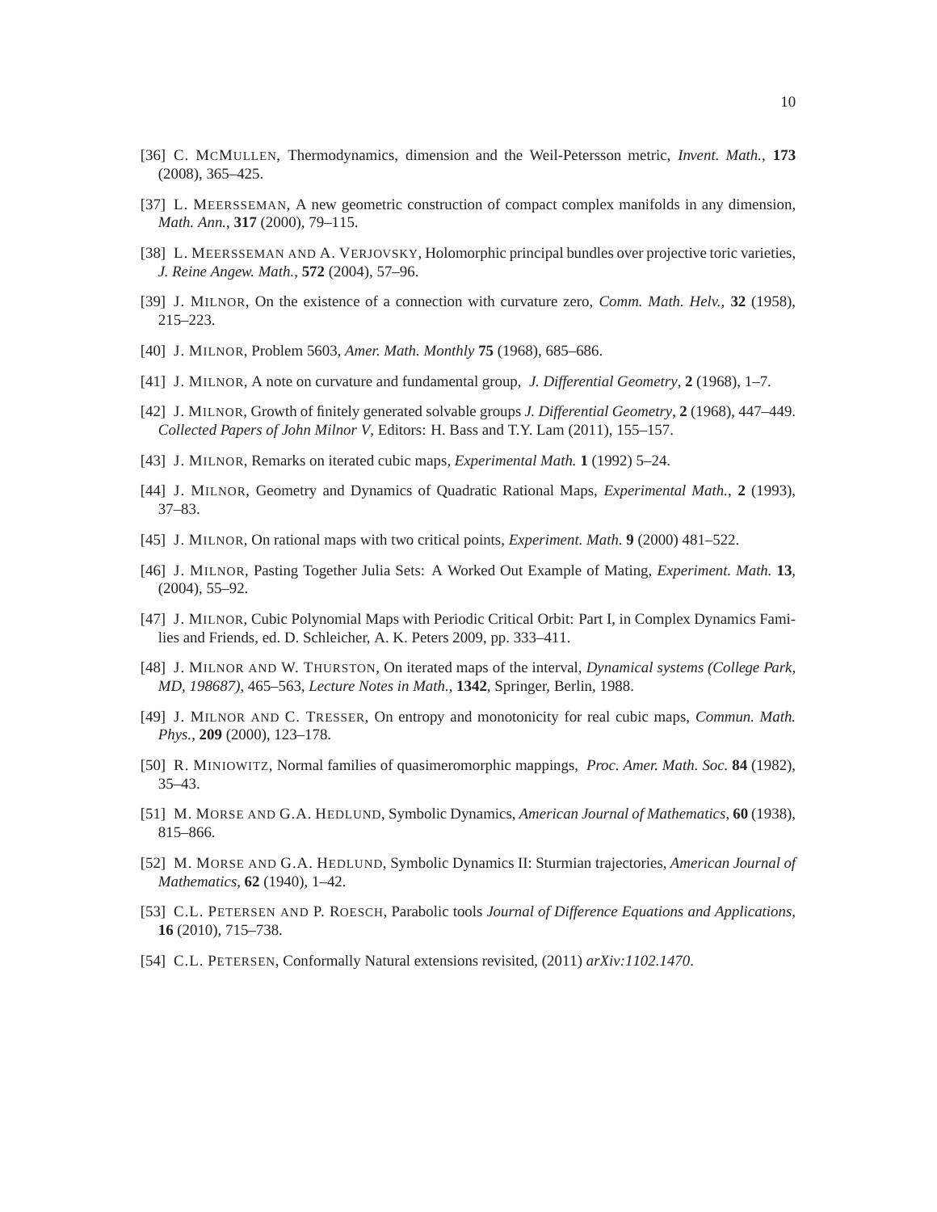[36] C. McMullen, Thermodynamics, dimension and the Weil-Petersson metric, *Invent. Math.*, **173** (2008), 365–425.

[37] L. Meersseman, A new geometric construction of compact complex manifolds in any dimension, *Math. Ann.*, **317** (2000), 79–115.

[38] L. Meersseman and A. Verjovsky, Holomorphic principal bundles over projective toric varieties, *J. Reine Angew. Math.*, **572** (2004), 57–96.

[39] J. Milnor, On the existence of a connection with curvature zero, *Comm. Math. Helv.*, **32** (1958), 215–223.

[40] J. Milnor, Problem 5603, *Amer. Math. Monthly* **75** (1968), 685–686.

[41] J. Milnor, A note on curvature and fundamental group, *J. Differential Geometry*, **2** (1968), 1–7.

[42] J. Milnor, Growth of finitely generated solvable groups *J. Differential Geometry*, **2** (1968), 447–449. *Collected Papers of John Milnor V*, Editors: H. Bass and T.Y. Lam (2011), 155–157.

[43] J. Milnor, Remarks on iterated cubic maps, *Experimental Math.* **1** (1992) 5–24.

[44] J. Milnor, Geometry and Dynamics of Quadratic Rational Maps, *Experimental Math.*, **2** (1993), 37–83.

[45] J. Milnor, On rational maps with two critical points, *Experiment. Math.* **9** (2000) 481–522.

[46] J. Milnor, Pasting Together Julia Sets: A Worked Out Example of Mating, *Experiment. Math.* **13**, (2004), 55–92.

[47] J. Milnor, Cubic Polynomial Maps with Periodic Critical Orbit: Part I, in Complex Dynamics Families and Friends, ed. D. Schleicher, A. K. Peters 2009, pp. 333–411.

[48] J. Milnor and W. Thurston, On iterated maps of the interval, *Dynamical systems (College Park, MD, 198687)*, 465–563, *Lecture Notes in Math.*, **1342**, Springer, Berlin, 1988.

[49] J. Milnor and C. Tresser, On entropy and monotonicity for real cubic maps, *Commun. Math. Phys.*, **209** (2000), 123–178.

[50] R. Miniowitz, Normal families of quasimeromorphic mappings, *Proc. Amer. Math. Soc.* **84** (1982), 35–43.

[51] M. Morse and G.A. Hedlund, Symbolic Dynamics, *American Journal of Mathematics*, **60** (1938), 815–866.

[52] M. Morse and G.A. Hedlund, Symbolic Dynamics II: Sturmian trajectories, *American Journal of Mathematics*, **62** (1940), 1–42.

[53] C.L. Petersen and P. Roesch, Parabolic tools *Journal of Difference Equations and Applications*, **16** (2010), 715–738.

[54] C.L. Petersen, Conformally Natural extensions revisited, (2011) *arXiv:1102.1470*.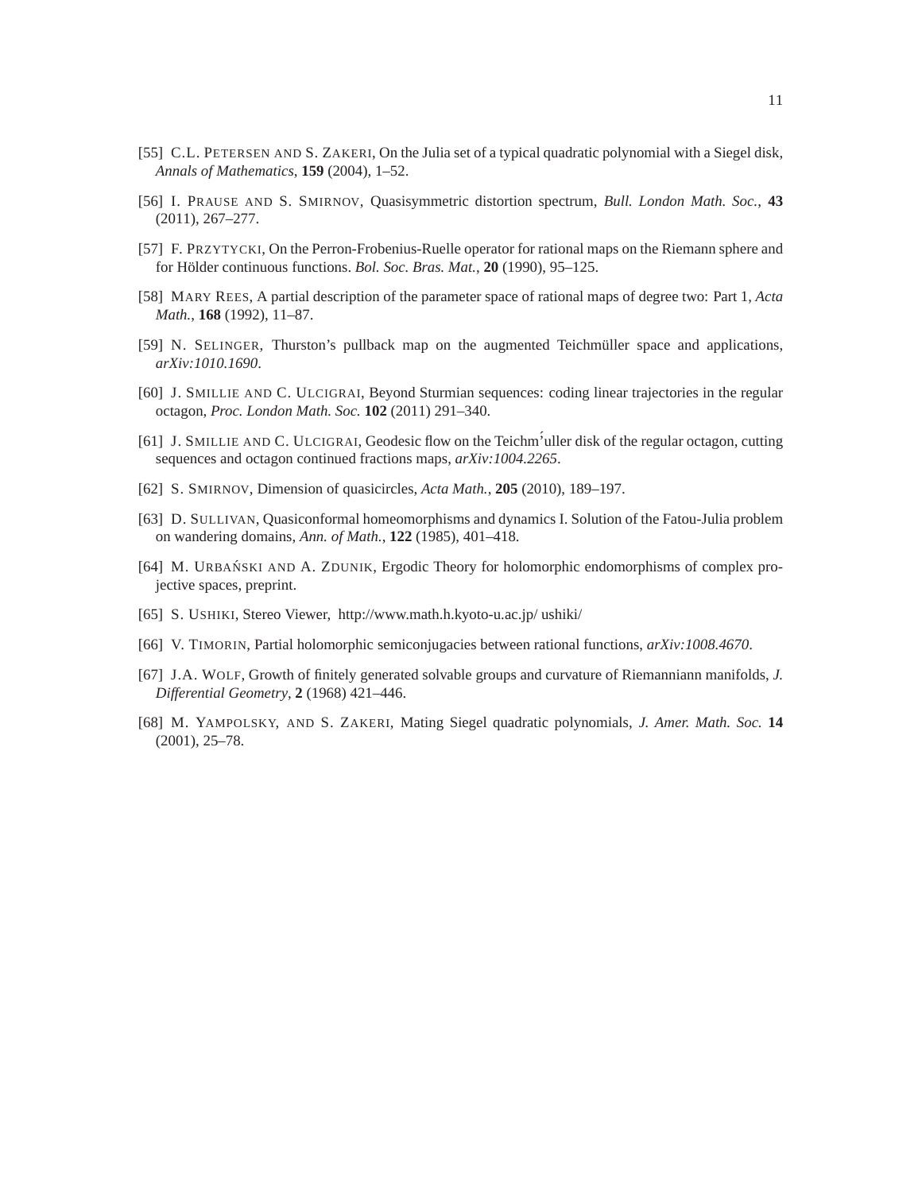[55] C.L. Petersen and S. Zakeri, On the Julia set of a typical quadratic polynomial with a Siegel disk, *Annals of Mathematics*, **159** (2004), 1–52.

[56] I. Prause and S. Smirnov, Quasisymmetric distortion spectrum, *Bull. London Math. Soc.*, **43** (2011), 267–277.

[57] F. Przytycki, On the Perron-Frobenius-Ruelle operator for rational maps on the Riemann sphere and for Hölder continuous functions. *Bol. Soc. Bras. Mat.*, **20** (1990), 95–125.

[58] Mary Rees, A partial description of the parameter space of rational maps of degree two: Part 1, *Acta Math.*, **168** (1992), 11–87.

[59] N. Selinger, Thurston's pullback map on the augmented Teichmüller space and applications, *arXiv:1010.1690*.

[60] J. Smillie and C. Ulcigrai, Beyond Sturmian sequences: coding linear trajectories in the regular octagon, *Proc. London Math. Soc.* **102** (2011) 291–340.

[61] J. Smillie and C. Ulcigrai, Geodesic flow on the Teichḿuller disk of the regular octagon, cutting sequences and octagon continued fractions maps, *arXiv:1004.2265*.

[62] S. Smirnov, Dimension of quasicircles, *Acta Math.*, **205** (2010), 189–197.

[63] D. Sullivan, Quasiconformal homeomorphisms and dynamics I. Solution of the Fatou-Julia problem on wandering domains, *Ann. of Math.*, **122** (1985), 401–418.

[64] M. Urbański and A. Zdunik, Ergodic Theory for holomorphic endomorphisms of complex projective spaces, preprint.

[65] S. Ushiki, Stereo Viewer, http://www.math.h.kyoto-u.ac.jp/ ushiki/

[66] V. Timorin, Partial holomorphic semiconjugacies between rational functions, *arXiv:1008.4670*.

[67] J.A. Wolf, Growth of finitely generated solvable groups and curvature of Riemanniann manifolds, *J. Differential Geometry*, **2** (1968) 421–446.

[68] M. Yampolsky, and S. Zakeri, Mating Siegel quadratic polynomials, *J. Amer. Math. Soc.* **14** (2001), 25–78.